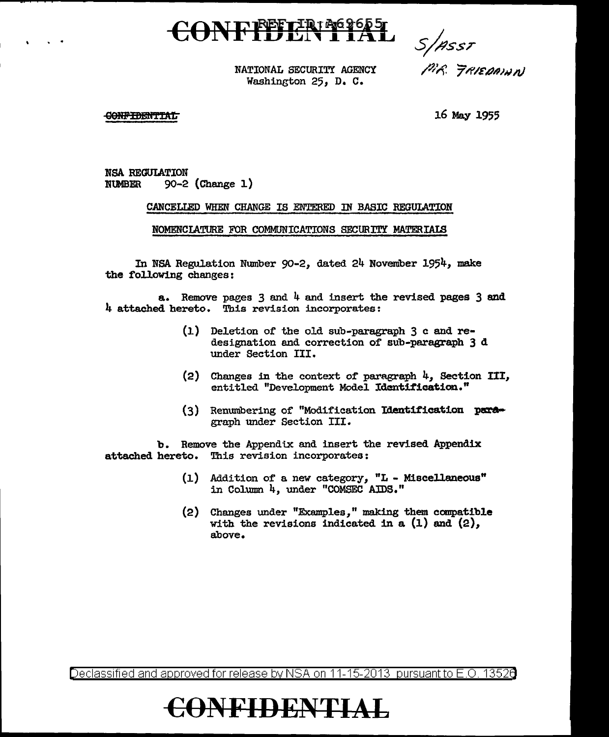CONFIDENTIAL

S/ASST
MR. FRIEDMAN

NATIONAL SECURITY AGENCY
Washington 25, D. C.

CONFIDENTIAL

16 May 1955

NSA REGULATION
NUMBER 90-2 (Change 1)

CANCELLED WHEN CHANGE IS ENTERED IN BASIC REGULATION

NOMENCLATURE FOR COMMUNICATIONS SECURITY MATERIALS

In NSA Regulation Number 90-2, dated 24 November 1954, make the following changes:

a. Remove pages 3 and 4 and insert the revised pages 3 and 4 attached hereto. This revision incorporates:

(1) Deletion of the old sub-paragraph 3 c and redesignation and correction of sub-paragraph 3 d under Section III.

(2) Changes in the context of paragraph 4, Section III, entitled "Development Model Identification."

(3) Renumbering of "Modification Identification paragraph under Section III.

b. Remove the Appendix and insert the revised Appendix attached hereto. This revision incorporates:

(1) Addition of a new category, "L - Miscellaneous" in Column 4, under "COMSEC AIDS."

(2) Changes under "Examples," making them compatible with the revisions indicated in a (1) and (2), above.

Declassified and approved for release by NSA on 11-15-2013 pursuant to E.O. 13526

CONFIDENTIAL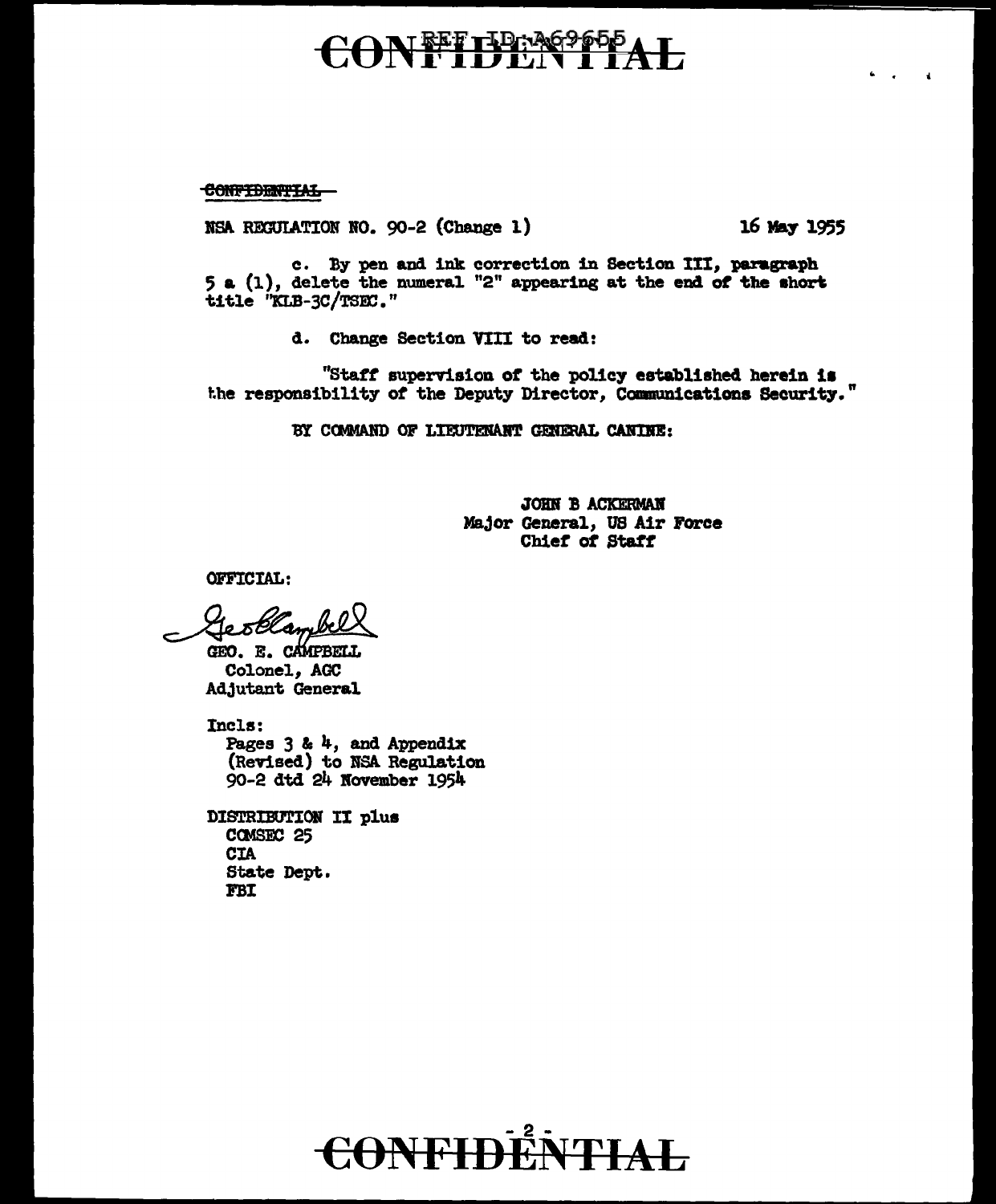CONFIDENTIAL

NSA REGULATION NO. 90-2 (Change 1) 16 May 1955

c. By pen and ink correction in Section III, paragraph 5 a (1), delete the numeral "2" appearing at the end of the short title "KLB-3C/TSEC."

d. Change Section VIII to read:

"Staff supervision of the policy established herein is the responsibility of the Deputy Director, Communications Security."

BY COMMAND OF LIEUTENANT GENERAL CANINE:

JOHN B ACKERMAN
Major General, US Air Force
Chief of Staff

OFFICIAL:

Geo. E. Campbell

GEO. E. CAMPBELL
Colonel, AGC
Adjutant General

Incls:
Pages 3 & 4, and Appendix (Revised) to NSA Regulation 90-2 dtd 24 November 1954

DISTRIBUTION II plus
COMSEC 25
CIA
State Dept.
FBI

CONFIDENTIAL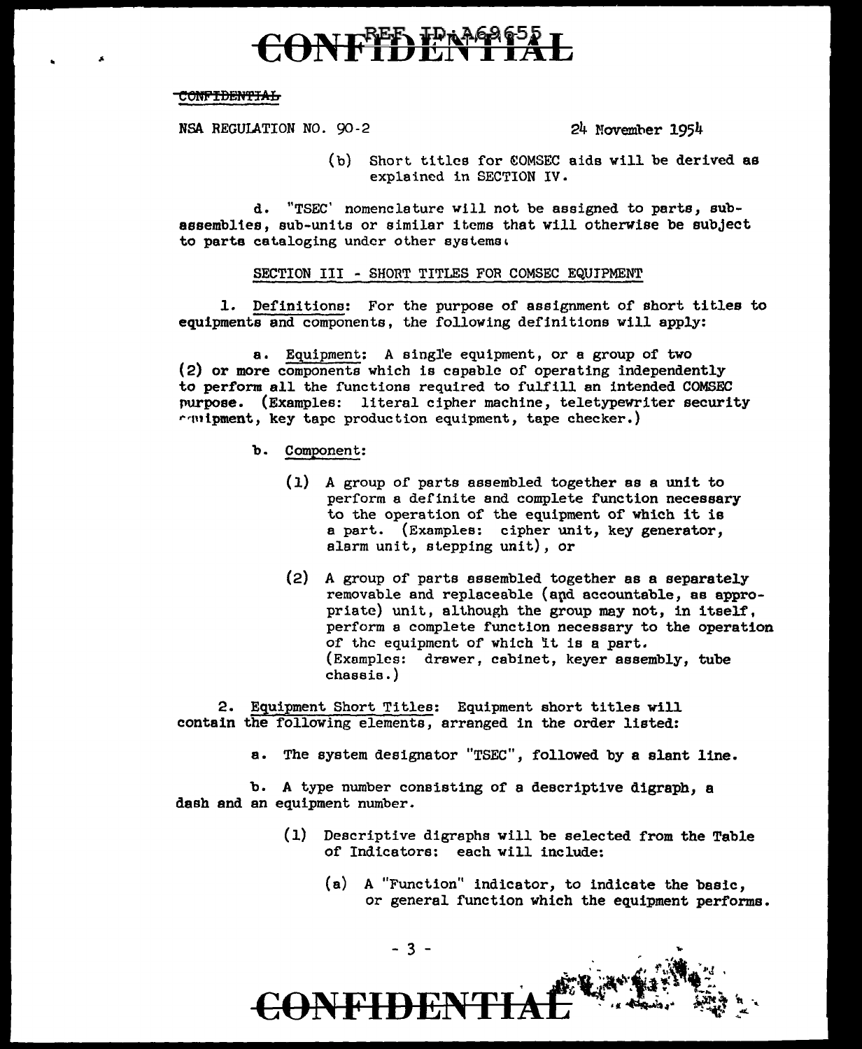CONFIDENTIAL

NSA REGULATION NO. 90-2 24 November 1954

(b) Short titles for COMSEC aids will be derived as explained in SECTION IV.

d. "TSEC" nomenclature will not be assigned to parts, sub-assemblies, sub-units or similar items that will otherwise be subject to parts cataloging under other systems.

SECTION III - SHORT TITLES FOR COMSEC EQUIPMENT

1. Definitions: For the purpose of assignment of short titles to equipments and components, the following definitions will apply:

a. Equipment: A single equipment, or a group of two (2) or more components which is capable of operating independently to perform all the functions required to fulfill an intended COMSEC purpose. (Examples: literal cipher machine, teletypewriter security equipment, key tape production equipment, tape checker.)

b. Component:

(1) A group of parts assembled together as a unit to perform a definite and complete function necessary to the operation of the equipment of which it is a part. (Examples: cipher unit, key generator, alarm unit, stepping unit), or

(2) A group of parts assembled together as a separately removable and replaceable (and accountable, as appropriate) unit, although the group may not, in itself, perform a complete function necessary to the operation of the equipment of which it is a part. (Examples: drawer, cabinet, keyer assembly, tube chassis.)

2. Equipment Short Titles: Equipment short titles will contain the following elements, arranged in the order listed:

a. The system designator "TSEC", followed by a slant line.

b. A type number consisting of a descriptive digraph, a dash and an equipment number.

(1) Descriptive digraphs will be selected from the Table of Indicators: each will include:

(a) A "Function" indicator, to indicate the basic, or general function which the equipment performs.

CONFIDENTIAL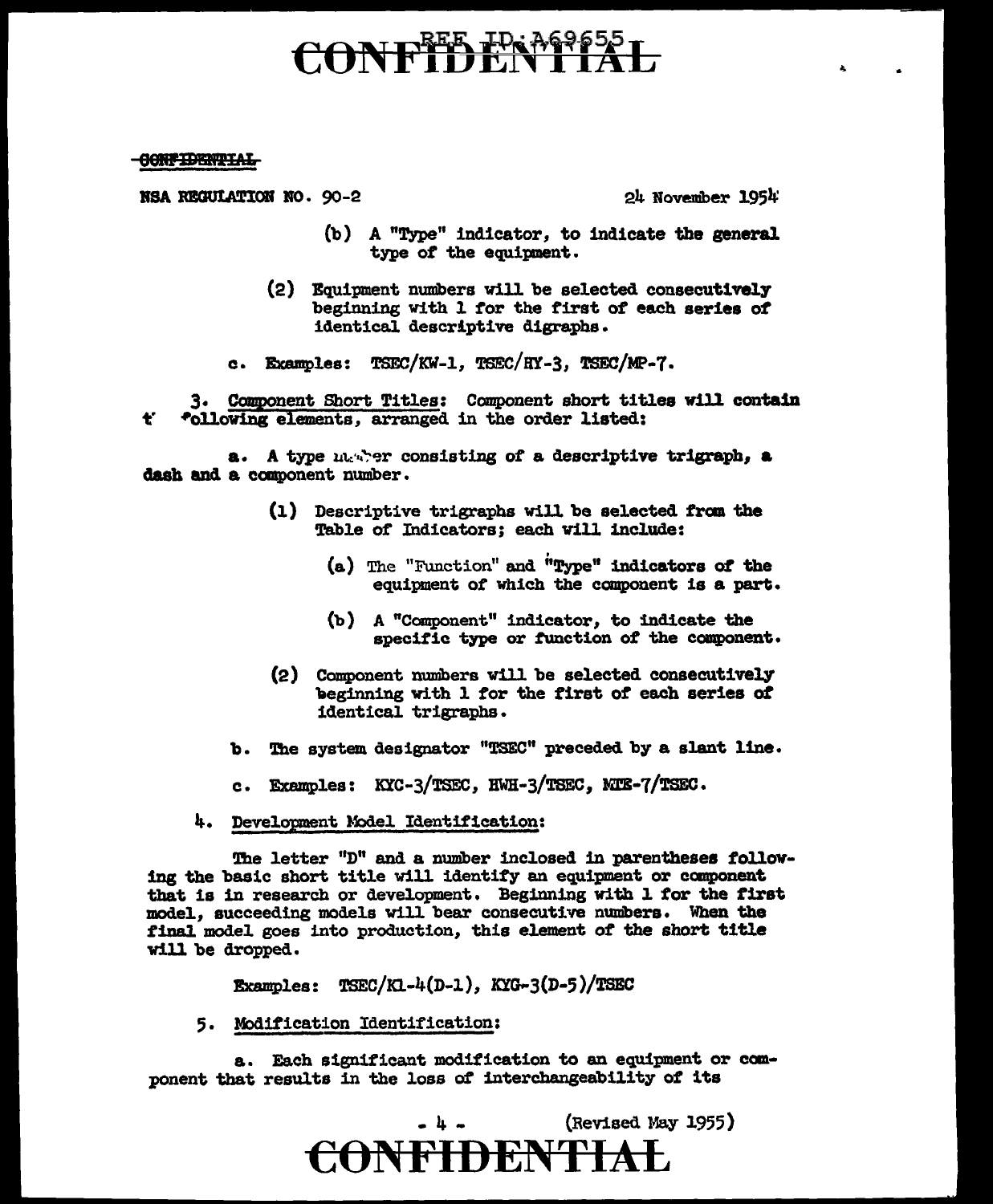NSA REGULATION NO. 90-2 24 November 1954

(b) A "Type" indicator, to indicate the general type of the equipment.

(2) Equipment numbers will be selected consecutively beginning with 1 for the first of each series of identical descriptive digraphs.

c. Examples: TSEC/KW-1, TSEC/HY-3, TSEC/MP-7.

3. Component Short Titles: Component short titles will contain the following elements, arranged in the order listed:

a. A type number consisting of a descriptive trigraph, a dash and a component number.

(1) Descriptive trigraphs will be selected from the Table of Indicators; each will include:

(a) The "Function" and "Type" indicators of the equipment of which the component is a part.

(b) A "Component" indicator, to indicate the specific type or function of the component.

(2) Component numbers will be selected consecutively beginning with 1 for the first of each series of identical trigraphs.

b. The system designator "TSEC" preceded by a slant line.

c. Examples: KYC-3/TSEC, HWH-3/TSEC, MTE-7/TSEC.

4. Development Model Identification:

The letter "D" and a number inclosed in parentheses following the basic short title will identify an equipment or component that is in research or development. Beginning with 1 for the first model, succeeding models will bear consecutive numbers. When the final model goes into production, this element of the short title will be dropped.

Examples: TSEC/KL-4(D-1), KYG-3(D-5)/TSEC

5. Modification Identification:

a. Each significant modification to an equipment or component that results in the loss of interchangeability of its

(Revised May 1955)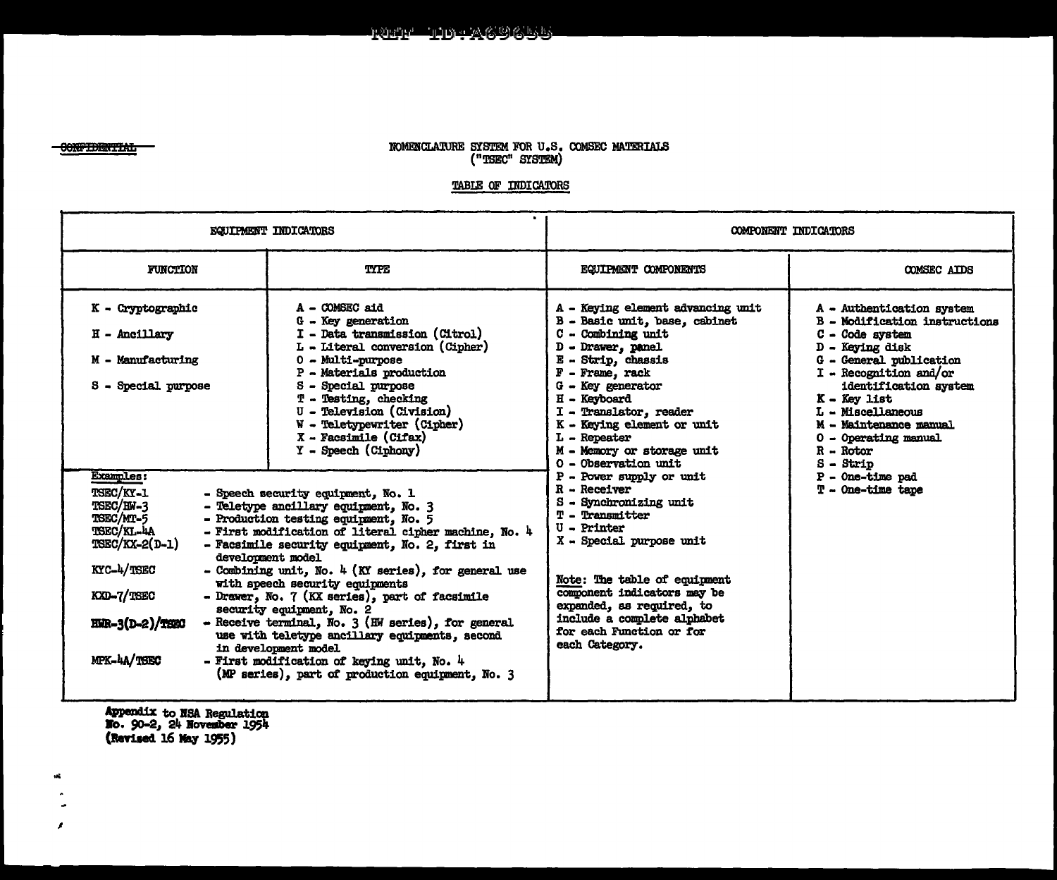REF ID:A69655

~~CONFIDENTIAL~~

NOMENCLATURE SYSTEM FOR U.S. COMSEC MATERIALS
("TSEC" SYSTEM)

TABLE OF INDICATORS

| EQUIPMENT INDICATORS | | COMPONENT INDICATORS | |
|---|---|---|---|
| FUNCTION | TYPE | EQUIPMENT COMPONENTS | COMSEC AIDS |
| K - Cryptographic<br>H - Ancillary<br>M - Manufacturing<br>S - Special purpose | A - COMSEC aid<br>G - Key generation<br>I - Data transmission (Citrol)<br>L - Literal conversion (Cipher)<br>O - Multi-purpose<br>P - Materials production<br>S - Special purpose<br>T - Testing, checking<br>U - Television (Civision)<br>W - Teletypewriter (Cipher)<br>X - Facsimile (Cifax)<br>Y - Speech (Ciphony) | A - Keying element advancing unit<br>B - Basic unit, base, cabinet<br>C - Combining unit<br>D - Drawer, panel<br>E - Strip, chassis<br>F - Frame, rack<br>G - Key generator<br>H - Keyboard<br>I - Translator, reader<br>K - Keying element or unit<br>L - Repeater<br>M - Memory or storage unit<br>O - Observation unit<br>P - Power supply or unit<br>R - Receiver<br>S - Synchronizing unit<br>T - Transmitter<br>U - Printer<br>X - Special purpose unit<br><br>Note: The table of equipment component indicators may be expanded, as required, to include a complete alphabet for each Function or for each Category. | A - Authentication system<br>B - Modification instructions<br>C - Code system<br>D - Keying disk<br>G - General publication<br>I - Recognition and/or identification system<br>K - Key list<br>L - Miscellaneous<br>M - Maintenance manual<br>O - Operating manual<br>R - Rotor<br>S - Strip<br>P - One-time pad<br>T - One-time tape |

Examples:

| | |
|---|---|
| TSEC/KY-1 | - Speech security equipment, No. 1 |
| TSEC/HW-3 | - Teletype ancillary equipment, No. 3 |
| TSEC/MT-5 | - Production testing equipment, No. 5 |
| TSEC/KL-4A | - First modification of literal cipher machine, No. 4 |
| TSEC/KX-2(D-1) | - Facsimile security equipment, No. 2, first in development model |
| KYC-4/TSEC | - Combining unit, No. 4 (KY series), for general use with speech security equipments |
| KXD-7/TSEC | - Drawer, No. 7 (KX series), part of facsimile security equipment, No. 2 |
| HWR-3(D-2)/TSEC | - Receive terminal, No. 3 (HW series), for general use with teletype ancillary equipments, second in development model |
| MPK-4A/TSEC | - First modification of keying unit, No. 4 (MP series), part of production equipment, No. 3 |

Appendix to NSA Regulation
No. 90-2, 24 November 1954
(Revised 16 May 1955)